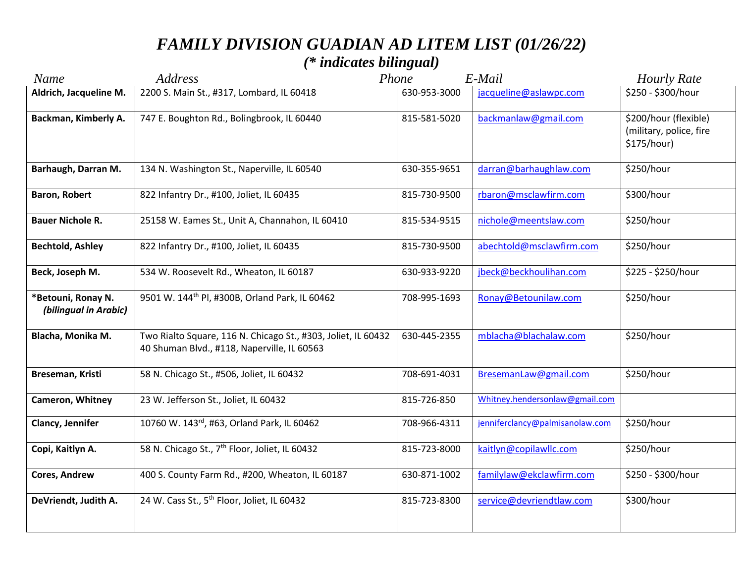# *FAMILY DIVISION GUADIAN AD LITEM LIST (01/26/22)*

## *(* indicates bilingual)*

| *Name* | *Address* | *Phone* | *E-Mail* | *Hourly Rate* |
|---|---|---|---|---|
| **Aldrich, Jacqueline M.** | 2200 S. Main St., #317, Lombard, IL 60418 | 630-953-3000 | jacqueline@aslawpc.com | \$250 - \$300/hour |
| **Backman, Kimberly A.** | 747 E. Boughton Rd., Bolingbrook, IL 60440 | 815-581-5020 | backmanlaw@gmail.com | \$200/hour (flexible) (military, police, fire \$175/hour) |
| **Barhaugh, Darran M.** | 134 N. Washington St., Naperville, IL 60540 | 630-355-9651 | darran@barhaughlaw.com | \$250/hour |
| **Baron, Robert** | 822 Infantry Dr., #100, Joliet, IL 60435 | 815-730-9500 | rbaron@msclawfirm.com | \$300/hour |
| **Bauer Nichole R.** | 25158 W. Eames St., Unit A, Channahon, IL 60410 | 815-534-9515 | nichole@meentslaw.com | \$250/hour |
| **Bechtold, Ashley** | 822 Infantry Dr., #100, Joliet, IL 60435 | 815-730-9500 | abechtold@msclawfirm.com | \$250/hour |
| **Beck, Joseph M.** | 534 W. Roosevelt Rd., Wheaton, IL 60187 | 630-933-9220 | jbeck@beckhoulihan.com | \$225 - \$250/hour |
| ***Betouni, Ronay N.** ***(bilingual in Arabic)*** | 9501 W. 144th Pl, #300B, Orland Park, IL 60462 | 708-995-1693 | Ronay@Betounilaw.com | \$250/hour |
| **Blacha, Monika M.** | Two Rialto Square, 116 N. Chicago St., #303, Joliet, IL 60432<br>40 Shuman Blvd., #118, Naperville, IL 60563 | 630-445-2355 | mblacha@blachalaw.com | \$250/hour |
| **Breseman, Kristi** | 58 N. Chicago St., #506, Joliet, IL 60432 | 708-691-4031 | BresemanLaw@gmail.com | \$250/hour |
| **Cameron, Whitney** | 23 W. Jefferson St., Joliet, IL 60432 | 815-726-850 | Whitney.hendersonlaw@gmail.com | |
| **Clancy, Jennifer** | 10760 W. 143rd, #63, Orland Park, IL 60462 | 708-966-4311 | jenniferclancy@palmisanolaw.com | \$250/hour |
| **Copi, Kaitlyn A.** | 58 N. Chicago St., 7th Floor, Joliet, IL 60432 | 815-723-8000 | kaitlyn@copilawllc.com | \$250/hour |
| **Cores, Andrew** | 400 S. County Farm Rd., #200, Wheaton, IL 60187 | 630-871-1002 | familylaw@ekclawfirm.com | \$250 - \$300/hour |
| **DeVriendt, Judith A.** | 24 W. Cass St., 5th Floor, Joliet, IL 60432 | 815-723-8300 | service@devriendtlaw.com | \$300/hour |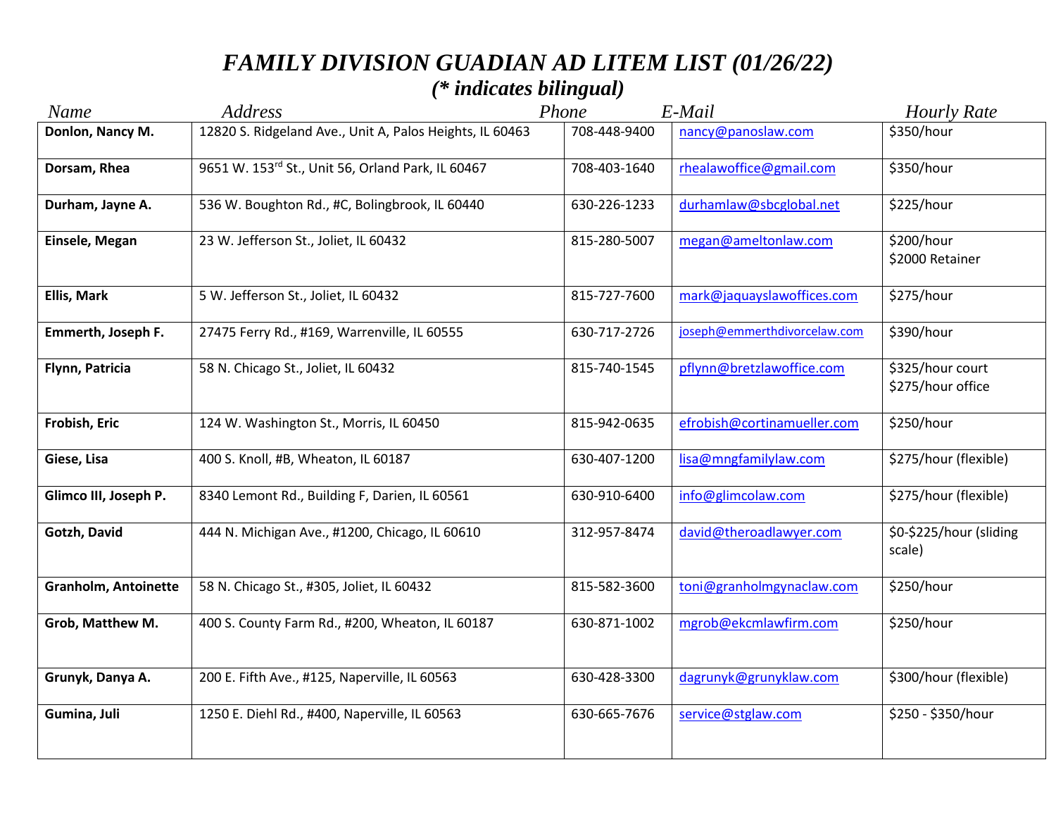# *FAMILY DIVISION GUADIAN AD LITEM LIST (01/26/22)*

## *(* indicates bilingual)*

| *Name* | *Address* | *Phone* | *E-Mail* | *Hourly Rate* |
|---|---|---|---|---|
| **Donlon, Nancy M.** | 12820 S. Ridgeland Ave., Unit A, Palos Heights, IL 60463 | 708-448-9400 | nancy@panoslaw.com | $350/hour |
| **Dorsam, Rhea** | 9651 W. 153rd St., Unit 56, Orland Park, IL 60467 | 708-403-1640 | rhealawoffice@gmail.com | $350/hour |
| **Durham, Jayne A.** | 536 W. Boughton Rd., #C, Bolingbrook, IL 60440 | 630-226-1233 | durhamlaw@sbcglobal.net | $225/hour |
| **Einsele, Megan** | 23 W. Jefferson St., Joliet, IL 60432 | 815-280-5007 | megan@ameltonlaw.com | $200/hour<br>$2000 Retainer |
| **Ellis, Mark** | 5 W. Jefferson St., Joliet, IL 60432 | 815-727-7600 | mark@jaquayslawoffices.com | $275/hour |
| **Emmerth, Joseph F.** | 27475 Ferry Rd., #169, Warrenville, IL 60555 | 630-717-2726 | joseph@emmerthdivorcelaw.com | $390/hour |
| **Flynn, Patricia** | 58 N. Chicago St., Joliet, IL 60432 | 815-740-1545 | pflynn@bretzlawoffice.com | $325/hour court<br>$275/hour office |
| **Frobish, Eric** | 124 W. Washington St., Morris, IL 60450 | 815-942-0635 | efrobish@cortinamueller.com | $250/hour |
| **Giese, Lisa** | 400 S. Knoll, #B, Wheaton, IL 60187 | 630-407-1200 | lisa@mngfamilylaw.com | $275/hour (flexible) |
| **Glimco III, Joseph P.** | 8340 Lemont Rd., Building F, Darien, IL 60561 | 630-910-6400 | info@glimcolaw.com | $275/hour (flexible) |
| **Gotzh, David** | 444 N. Michigan Ave., #1200, Chicago, IL 60610 | 312-957-8474 | david@theroadlawyer.com | $0-$225/hour (sliding scale) |
| **Granholm, Antoinette** | 58 N. Chicago St., #305, Joliet, IL 60432 | 815-582-3600 | toni@granholmgynaclaw.com | $250/hour |
| **Grob, Matthew M.** | 400 S. County Farm Rd., #200, Wheaton, IL 60187 | 630-871-1002 | mgrob@ekcmlawfirm.com | $250/hour |
| **Grunyk, Danya A.** | 200 E. Fifth Ave., #125, Naperville, IL 60563 | 630-428-3300 | dagrunyk@grunyklaw.com | $300/hour (flexible) |
| **Gumina, Juli** | 1250 E. Diehl Rd., #400, Naperville, IL 60563 | 630-665-7676 | service@stglaw.com | $250 - $350/hour |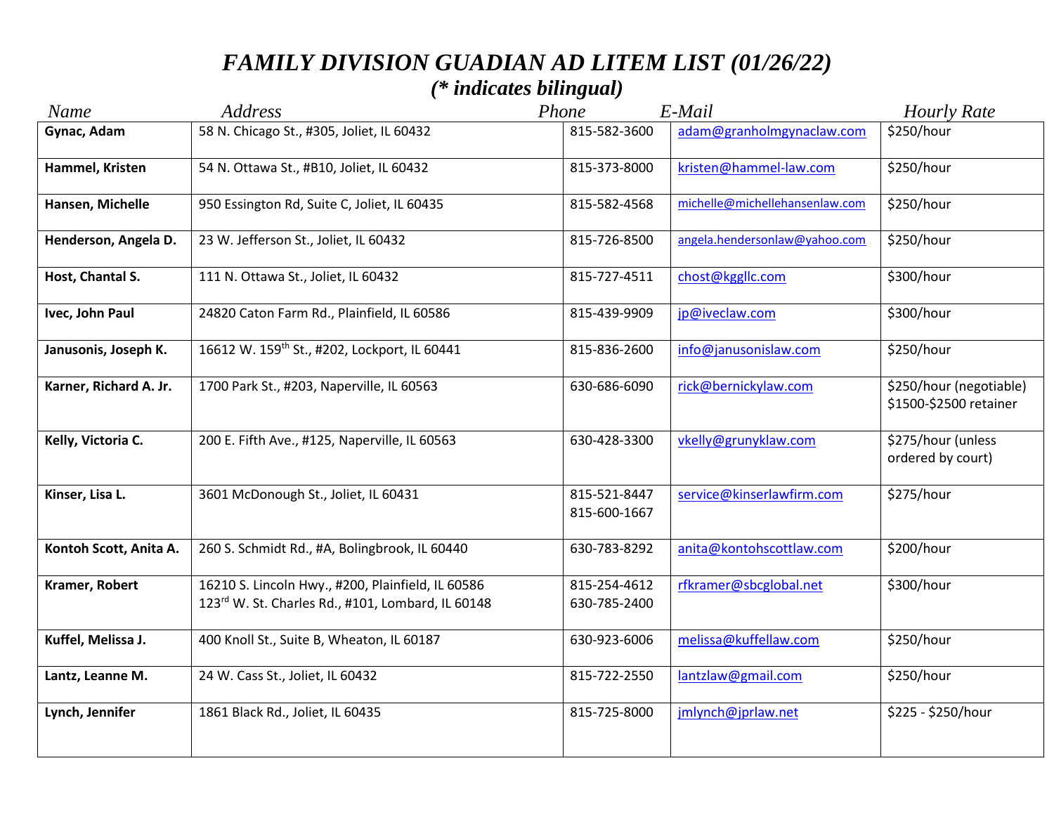# *FAMILY DIVISION GUADIAN AD LITEM LIST (01/26/22)*

## *(* indicates bilingual)*

| *Name* | *Address* | *Phone* | *E-Mail* | *Hourly Rate* |
|---|---|---|---|---|
| **Gynac, Adam** | 58 N. Chicago St., #305, Joliet, IL 60432 | 815-582-3600 | adam@granholmgynaclaw.com | $250/hour |
| **Hammel, Kristen** | 54 N. Ottawa St., #B10, Joliet, IL 60432 | 815-373-8000 | kristen@hammel-law.com | $250/hour |
| **Hansen, Michelle** | 950 Essington Rd, Suite C, Joliet, IL 60435 | 815-582-4568 | michelle@michellehansenlaw.com | $250/hour |
| **Henderson, Angela D.** | 23 W. Jefferson St., Joliet, IL 60432 | 815-726-8500 | angela.hendersonlaw@yahoo.com | $250/hour |
| **Host, Chantal S.** | 111 N. Ottawa St., Joliet, IL 60432 | 815-727-4511 | chost@kggllc.com | $300/hour |
| **Ivec, John Paul** | 24820 Caton Farm Rd., Plainfield, IL 60586 | 815-439-9909 | jp@iveclaw.com | $300/hour |
| **Janusonis, Joseph K.** | 16612 W. 159th St., #202, Lockport, IL 60441 | 815-836-2600 | info@janusonislaw.com | $250/hour |
| **Karner, Richard A. Jr.** | 1700 Park St., #203, Naperville, IL 60563 | 630-686-6090 | rick@bernickylaw.com | $250/hour (negotiable) $1500-$2500 retainer |
| **Kelly, Victoria C.** | 200 E. Fifth Ave., #125, Naperville, IL 60563 | 630-428-3300 | vkelly@grunyklaw.com | $275/hour (unless ordered by court) |
| **Kinser, Lisa L.** | 3601 McDonough St., Joliet, IL 60431 | 815-521-8447<br>815-600-1667 | service@kinserlawfirm.com | $275/hour |
| **Kontoh Scott, Anita A.** | 260 S. Schmidt Rd., #A, Bolingbrook, IL 60440 | 630-783-8292 | anita@kontohscottlaw.com | $200/hour |
| **Kramer, Robert** | 16210 S. Lincoln Hwy., #200, Plainfield, IL 60586<br>123rd W. St. Charles Rd., #101, Lombard, IL 60148 | 815-254-4612<br>630-785-2400 | rfkramer@sbcglobal.net | $300/hour |
| **Kuffel, Melissa J.** | 400 Knoll St., Suite B, Wheaton, IL 60187 | 630-923-6006 | melissa@kuffellaw.com | $250/hour |
| **Lantz, Leanne M.** | 24 W. Cass St., Joliet, IL 60432 | 815-722-2550 | lantzlaw@gmail.com | $250/hour |
| **Lynch, Jennifer** | 1861 Black Rd., Joliet, IL 60435 | 815-725-8000 | jmlynch@jprlaw.net | $225 - $250/hour |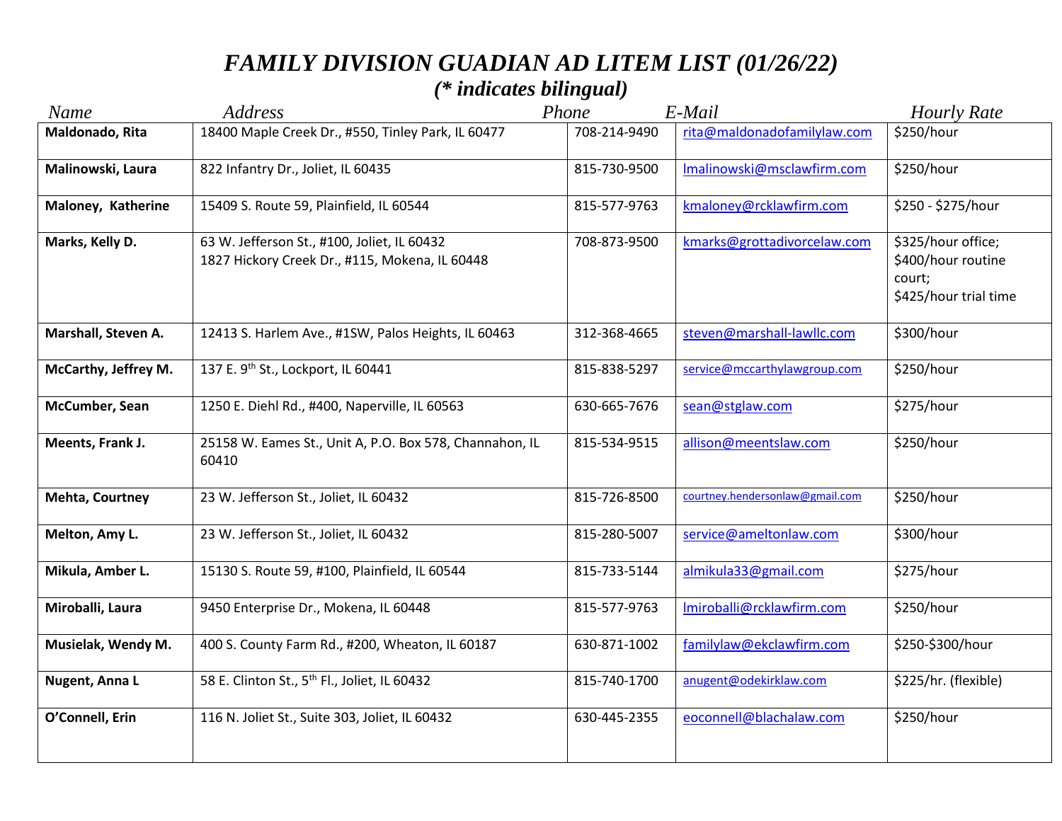# *FAMILY DIVISION GUADIAN AD LITEM LIST (01/26/22)*

## *(* indicates bilingual)*

| *Name* | *Address* | *Phone* | *E-Mail* | *Hourly Rate* |
|---|---|---|---|---|
| **Maldonado, Rita** | 18400 Maple Creek Dr., #550, Tinley Park, IL 60477 | 708-214-9490 | rita@maldonadofamilylaw.com | $250/hour |
| **Malinowski, Laura** | 822 Infantry Dr., Joliet, IL 60435 | 815-730-9500 | lmalinowski@msclawfirm.com | $250/hour |
| **Maloney, Katherine** | 15409 S. Route 59, Plainfield, IL 60544 | 815-577-9763 | kmaloney@rcklawfirm.com | $250 - $275/hour |
| **Marks, Kelly D.** | 63 W. Jefferson St., #100, Joliet, IL 60432<br>1827 Hickory Creek Dr., #115, Mokena, IL 60448 | 708-873-9500 | kmarks@grottadivorcelaw.com | $325/hour office; $400/hour routine court; $425/hour trial time |
| **Marshall, Steven A.** | 12413 S. Harlem Ave., #1SW, Palos Heights, IL 60463 | 312-368-4665 | steven@marshall-lawllc.com | $300/hour |
| **McCarthy, Jeffrey M.** | 137 E. 9th St., Lockport, IL 60441 | 815-838-5297 | service@mccarthylawgroup.com | $250/hour |
| **McCumber, Sean** | 1250 E. Diehl Rd., #400, Naperville, IL 60563 | 630-665-7676 | sean@stglaw.com | $275/hour |
| **Meents, Frank J.** | 25158 W. Eames St., Unit A, P.O. Box 578, Channahon, IL 60410 | 815-534-9515 | allison@meentslaw.com | $250/hour |
| **Mehta, Courtney** | 23 W. Jefferson St., Joliet, IL 60432 | 815-726-8500 | courtney.hendersonlaw@gmail.com | $250/hour |
| **Melton, Amy L.** | 23 W. Jefferson St., Joliet, IL 60432 | 815-280-5007 | service@ameltonlaw.com | $300/hour |
| **Mikula, Amber L.** | 15130 S. Route 59, #100, Plainfield, IL 60544 | 815-733-5144 | almikula33@gmail.com | $275/hour |
| **Miroballi, Laura** | 9450 Enterprise Dr., Mokena, IL 60448 | 815-577-9763 | lmiroballi@rcklawfirm.com | $250/hour |
| **Musielak, Wendy M.** | 400 S. County Farm Rd., #200, Wheaton, IL 60187 | 630-871-1002 | familylaw@ekclawfirm.com | $250-$300/hour |
| **Nugent, Anna L** | 58 E. Clinton St., 5th Fl., Joliet, IL 60432 | 815-740-1700 | anugent@odekirklaw.com | $225/hr. (flexible) |
| **O'Connell, Erin** | 116 N. Joliet St., Suite 303, Joliet, IL 60432 | 630-445-2355 | eoconnell@blachalaw.com | $250/hour |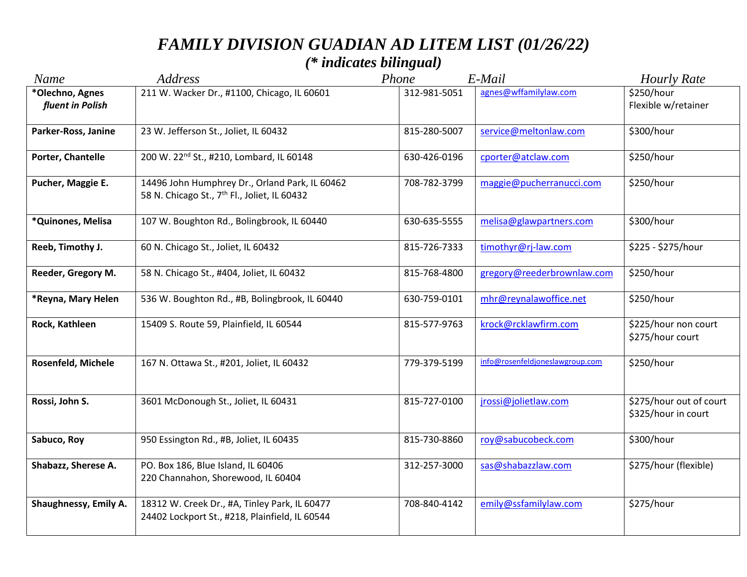# *FAMILY DIVISION GUADIAN AD LITEM LIST (01/26/22)*

## *(* indicates bilingual)*

| *Name* | *Address* | *Phone* | *E-Mail* | *Hourly Rate* |
|---|---|---|---|---|
| ***Olechno, Agnes** ***fluent in Polish*** | 211 W. Wacker Dr., #1100, Chicago, IL 60601 | 312-981-5051 | agnes@wffamilylaw.com | $250/hour Flexible w/retainer |
| **Parker-Ross, Janine** | 23 W. Jefferson St., Joliet, IL 60432 | 815-280-5007 | service@meltonlaw.com | $300/hour |
| **Porter, Chantelle** | 200 W. 22nd St., #210, Lombard, IL 60148 | 630-426-0196 | cporter@atclaw.com | $250/hour |
| **Pucher, Maggie E.** | 14496 John Humphrey Dr., Orland Park, IL 60462 58 N. Chicago St., 7th Fl., Joliet, IL 60432 | 708-782-3799 | maggie@pucherranucci.com | $250/hour |
| ***Quinones, Melisa** | 107 W. Boughton Rd., Bolingbrook, IL 60440 | 630-635-5555 | melisa@glawpartners.com | $300/hour |
| **Reeb, Timothy J.** | 60 N. Chicago St., Joliet, IL 60432 | 815-726-7333 | timothyr@rj-law.com | $225 - $275/hour |
| **Reeder, Gregory M.** | 58 N. Chicago St., #404, Joliet, IL 60432 | 815-768-4800 | gregory@reederbrownlaw.com | $250/hour |
| ***Reyna, Mary Helen** | 536 W. Boughton Rd., #B, Bolingbrook, IL 60440 | 630-759-0101 | mhr@reynalawoffice.net | $250/hour |
| **Rock, Kathleen** | 15409 S. Route 59, Plainfield, IL 60544 | 815-577-9763 | krock@rcklawfirm.com | $225/hour non court $275/hour court |
| **Rosenfeld, Michele** | 167 N. Ottawa St., #201, Joliet, IL 60432 | 779-379-5199 | info@rosenfeldjoneslawgroup.com | $250/hour |
| **Rossi, John S.** | 3601 McDonough St., Joliet, IL 60431 | 815-727-0100 | jrossi@jolietlaw.com | $275/hour out of court $325/hour in court |
| **Sabuco, Roy** | 950 Essington Rd., #B, Joliet, IL 60435 | 815-730-8860 | roy@sabucobeck.com | $300/hour |
| **Shabazz, Sherese A.** | PO. Box 186, Blue Island, IL 60406 220 Channahon, Shorewood, IL 60404 | 312-257-3000 | sas@shabazzlaw.com | $275/hour (flexible) |
| **Shaughnessy, Emily A.** | 18312 W. Creek Dr., #A, Tinley Park, IL 60477 24402 Lockport St., #218, Plainfield, IL 60544 | 708-840-4142 | emily@ssfamilylaw.com | $275/hour |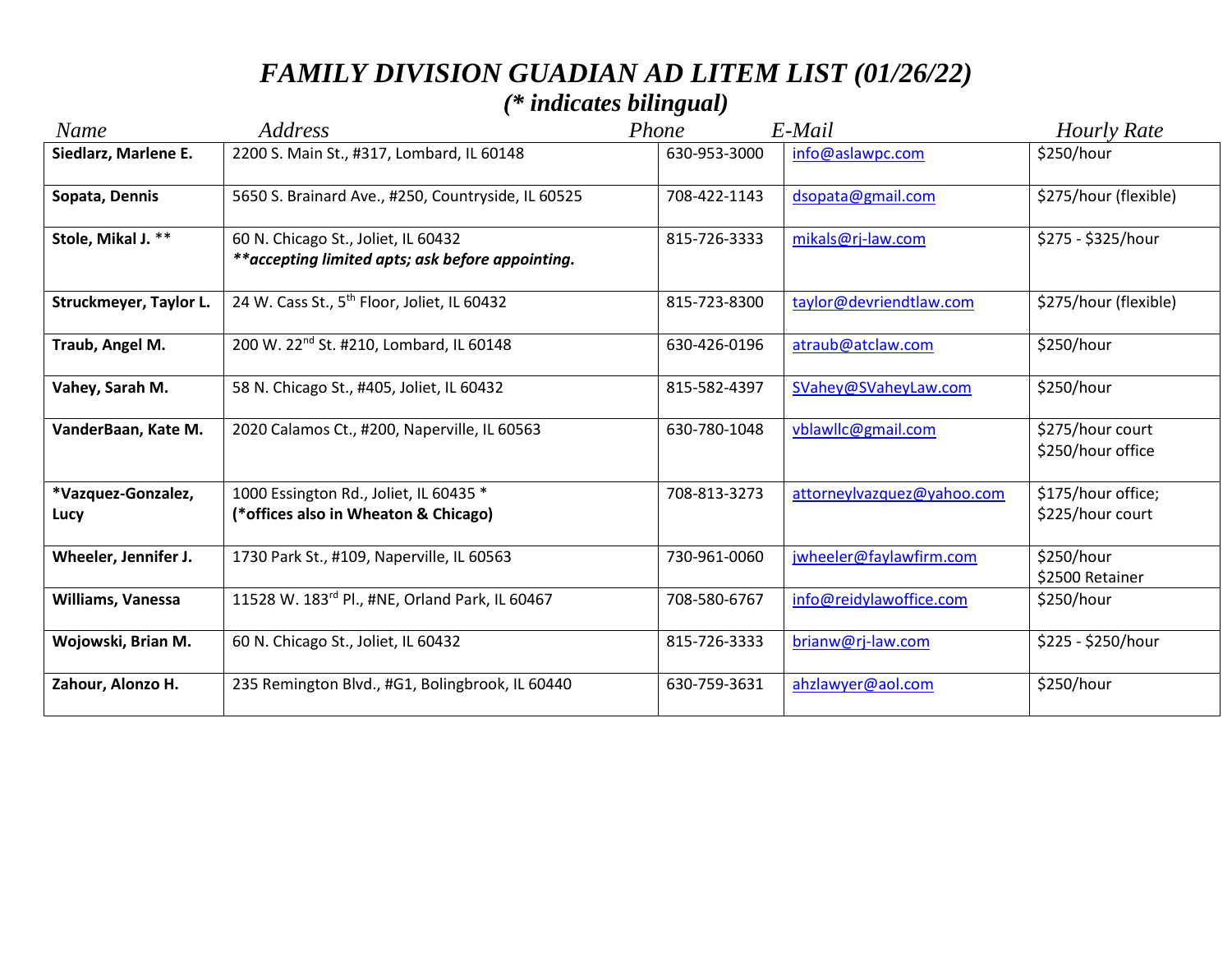# *FAMILY DIVISION GUADIAN AD LITEM LIST (01/26/22)*

## *(* indicates bilingual)*

| *Name* | *Address* | *Phone* | *E-Mail* | *Hourly Rate* |
|---|---|---|---|---|
| **Siedlarz, Marlene E.** | 2200 S. Main St., #317, Lombard, IL 60148 | 630-953-3000 | info@aslawpc.com | $250/hour |
| **Sopata, Dennis** | 5650 S. Brainard Ave., #250, Countryside, IL 60525 | 708-422-1143 | dsopata@gmail.com | $275/hour (flexible) |
| **Stole, Mikal J. **** | 60 N. Chicago St., Joliet, IL 60432 ***\*\*accepting limited apts; ask before appointing.*** | 815-726-3333 | mikals@rj-law.com | $275 - $325/hour |
| **Struckmeyer, Taylor L.** | 24 W. Cass St., 5th Floor, Joliet, IL 60432 | 815-723-8300 | taylor@devriendtlaw.com | $275/hour (flexible) |
| **Traub, Angel M.** | 200 W. 22nd St. #210, Lombard, IL 60148 | 630-426-0196 | atraub@atclaw.com | $250/hour |
| **Vahey, Sarah M.** | 58 N. Chicago St., #405, Joliet, IL 60432 | 815-582-4397 | SVahey@SVaheyLaw.com | $250/hour |
| **VanderBaan, Kate M.** | 2020 Calamos Ct., #200, Naperville, IL 60563 | 630-780-1048 | vblawllc@gmail.com | $275/hour court<br>$250/hour office |
| **\*Vazquez-Gonzalez, Lucy** | 1000 Essington Rd., Joliet, IL 60435 *<br>**(\*offices also in Wheaton & Chicago)** | 708-813-3273 | attorneylvazquez@yahoo.com | $175/hour office;<br>$225/hour court |
| **Wheeler, Jennifer J.** | 1730 Park St., #109, Naperville, IL 60563 | 730-961-0060 | jwheeler@faylawfirm.com | $250/hour<br>$2500 Retainer |
| **Williams, Vanessa** | 11528 W. 183rd Pl., #NE, Orland Park, IL 60467 | 708-580-6767 | info@reidylawoffice.com | $250/hour |
| **Wojowski, Brian M.** | 60 N. Chicago St., Joliet, IL 60432 | 815-726-3333 | brianw@rj-law.com | $225 - $250/hour |
| **Zahour, Alonzo H.** | 235 Remington Blvd., #G1, Bolingbrook, IL 60440 | 630-759-3631 | ahzlawyer@aol.com | $250/hour |